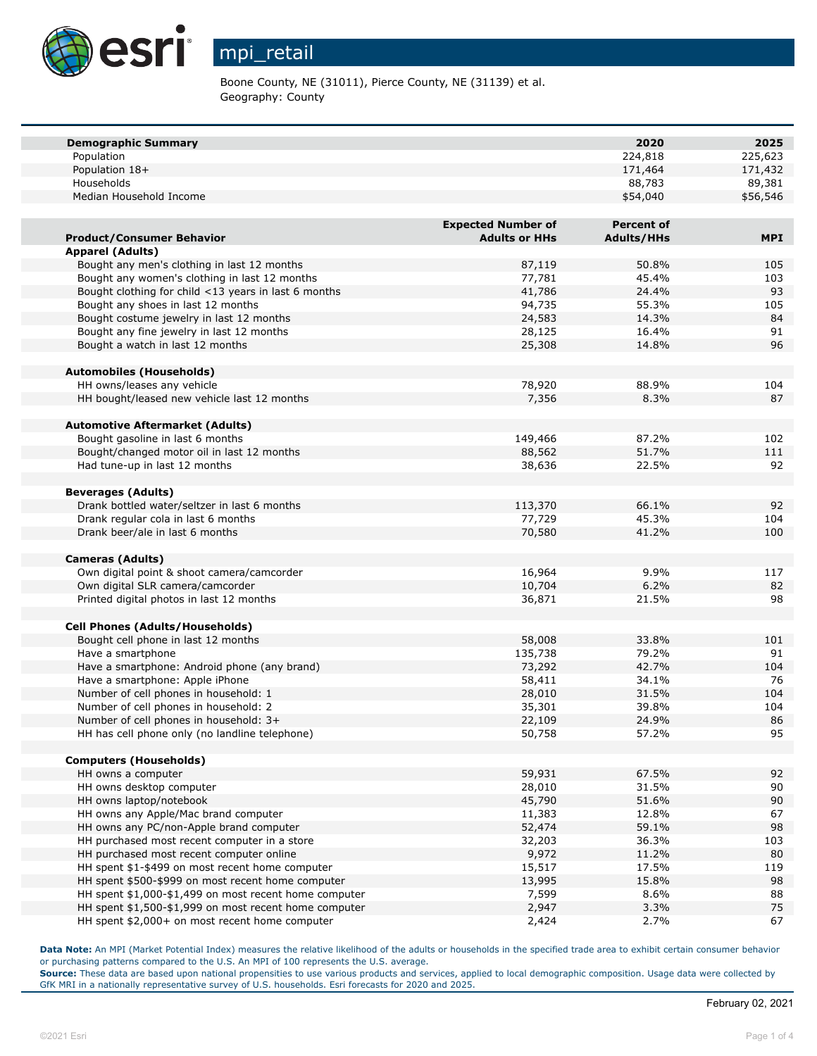# mpi_retail

Boone County, NE (31011), Pierce County, NE (31139) et al.
Geography: County

| Demographic Summary | 2020 | 2025 |
|---|---|---|
| Population | 224,818 | 225,623 |
| Population 18+ | 171,464 | 171,432 |
| Households | 88,783 | 89,381 |
| Median Household Income | $54,040 | $56,546 |

| Product/Consumer Behavior | Expected Number of Adults or HHs | Percent of Adults/HHs | MPI |
|---|---|---|---|
| **Apparel (Adults)** | | | |
| Bought any men's clothing in last 12 months | 87,119 | 50.8% | 105 |
| Bought any women's clothing in last 12 months | 77,781 | 45.4% | 103 |
| Bought clothing for child <13 years in last 6 months | 41,786 | 24.4% | 93 |
| Bought any shoes in last 12 months | 94,735 | 55.3% | 105 |
| Bought costume jewelry in last 12 months | 24,583 | 14.3% | 84 |
| Bought any fine jewelry in last 12 months | 28,125 | 16.4% | 91 |
| Bought a watch in last 12 months | 25,308 | 14.8% | 96 |
| **Automobiles (Households)** | | | |
| HH owns/leases any vehicle | 78,920 | 88.9% | 104 |
| HH bought/leased new vehicle last 12 months | 7,356 | 8.3% | 87 |
| **Automotive Aftermarket (Adults)** | | | |
| Bought gasoline in last 6 months | 149,466 | 87.2% | 102 |
| Bought/changed motor oil in last 12 months | 88,562 | 51.7% | 111 |
| Had tune-up in last 12 months | 38,636 | 22.5% | 92 |
| **Beverages (Adults)** | | | |
| Drank bottled water/seltzer in last 6 months | 113,370 | 66.1% | 92 |
| Drank regular cola in last 6 months | 77,729 | 45.3% | 104 |
| Drank beer/ale in last 6 months | 70,580 | 41.2% | 100 |
| **Cameras (Adults)** | | | |
| Own digital point & shoot camera/camcorder | 16,964 | 9.9% | 117 |
| Own digital SLR camera/camcorder | 10,704 | 6.2% | 82 |
| Printed digital photos in last 12 months | 36,871 | 21.5% | 98 |
| **Cell Phones (Adults/Households)** | | | |
| Bought cell phone in last 12 months | 58,008 | 33.8% | 101 |
| Have a smartphone | 135,738 | 79.2% | 91 |
| Have a smartphone: Android phone (any brand) | 73,292 | 42.7% | 104 |
| Have a smartphone: Apple iPhone | 58,411 | 34.1% | 76 |
| Number of cell phones in household: 1 | 28,010 | 31.5% | 104 |
| Number of cell phones in household: 2 | 35,301 | 39.8% | 104 |
| Number of cell phones in household: 3+ | 22,109 | 24.9% | 86 |
| HH has cell phone only (no landline telephone) | 50,758 | 57.2% | 95 |
| **Computers (Households)** | | | |
| HH owns a computer | 59,931 | 67.5% | 92 |
| HH owns desktop computer | 28,010 | 31.5% | 90 |
| HH owns laptop/notebook | 45,790 | 51.6% | 90 |
| HH owns any Apple/Mac brand computer | 11,383 | 12.8% | 67 |
| HH owns any PC/non-Apple brand computer | 52,474 | 59.1% | 98 |
| HH purchased most recent computer in a store | 32,203 | 36.3% | 103 |
| HH purchased most recent computer online | 9,972 | 11.2% | 80 |
| HH spent $1-$499 on most recent home computer | 15,517 | 17.5% | 119 |
| HH spent $500-$999 on most recent home computer | 13,995 | 15.8% | 98 |
| HH spent $1,000-$1,499 on most recent home computer | 7,599 | 8.6% | 88 |
| HH spent $1,500-$1,999 on most recent home computer | 2,947 | 3.3% | 75 |
| HH spent $2,000+ on most recent home computer | 2,424 | 2.7% | 67 |

**Data Note:** An MPI (Market Potential Index) measures the relative likelihood of the adults or households in the specified trade area to exhibit certain consumer behavior or purchasing patterns compared to the U.S. An MPI of 100 represents the U.S. average.
**Source:** These data are based upon national propensities to use various products and services, applied to local demographic composition. Usage data were collected by GfK MRI in a nationally representative survey of U.S. households. Esri forecasts for 2020 and 2025.

February 02, 2021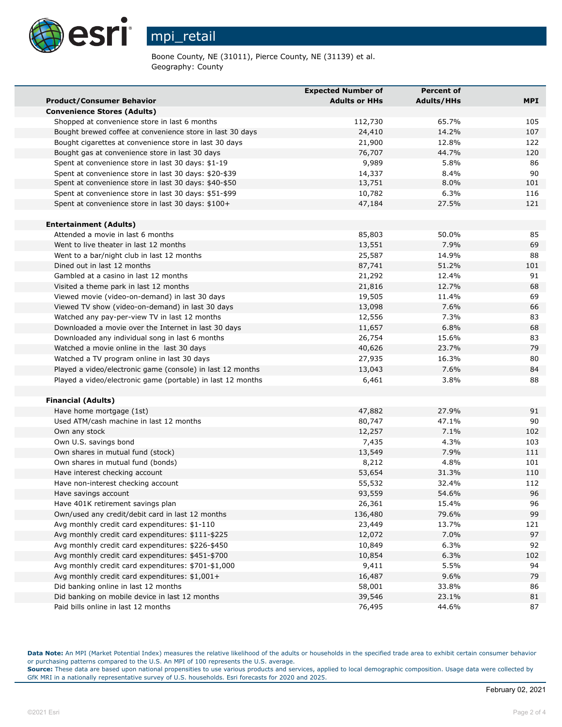# mpi_retail

Boone County, NE (31011), Pierce County, NE (31139) et al.
Geography: County

| Product/Consumer Behavior | Expected Number of Adults or HHs | Percent of Adults/HHs | MPI |
|---|---|---|---|
| **Convenience Stores (Adults)** | | | |
| Shopped at convenience store in last 6 months | 112,730 | 65.7% | 105 |
| Bought brewed coffee at convenience store in last 30 days | 24,410 | 14.2% | 107 |
| Bought cigarettes at convenience store in last 30 days | 21,900 | 12.8% | 122 |
| Bought gas at convenience store in last 30 days | 76,707 | 44.7% | 120 |
| Spent at convenience store in last 30 days: $1-19 | 9,989 | 5.8% | 86 |
| Spent at convenience store in last 30 days: $20-$39 | 14,337 | 8.4% | 90 |
| Spent at convenience store in last 30 days: $40-$50 | 13,751 | 8.0% | 101 |
| Spent at convenience store in last 30 days: $51-$99 | 10,782 | 6.3% | 116 |
| Spent at convenience store in last 30 days: $100+ | 47,184 | 27.5% | 121 |
| | | | |
| **Entertainment (Adults)** | | | |
| Attended a movie in last 6 months | 85,803 | 50.0% | 85 |
| Went to live theater in last 12 months | 13,551 | 7.9% | 69 |
| Went to a bar/night club in last 12 months | 25,587 | 14.9% | 88 |
| Dined out in last 12 months | 87,741 | 51.2% | 101 |
| Gambled at a casino in last 12 months | 21,292 | 12.4% | 91 |
| Visited a theme park in last 12 months | 21,816 | 12.7% | 68 |
| Viewed movie (video-on-demand) in last 30 days | 19,505 | 11.4% | 69 |
| Viewed TV show (video-on-demand) in last 30 days | 13,098 | 7.6% | 66 |
| Watched any pay-per-view TV in last 12 months | 12,556 | 7.3% | 83 |
| Downloaded a movie over the Internet in last 30 days | 11,657 | 6.8% | 68 |
| Downloaded any individual song in last 6 months | 26,754 | 15.6% | 83 |
| Watched a movie online in the last 30 days | 40,626 | 23.7% | 79 |
| Watched a TV program online in last 30 days | 27,935 | 16.3% | 80 |
| Played a video/electronic game (console) in last 12 months | 13,043 | 7.6% | 84 |
| Played a video/electronic game (portable) in last 12 months | 6,461 | 3.8% | 88 |
| | | | |
| **Financial (Adults)** | | | |
| Have home mortgage (1st) | 47,882 | 27.9% | 91 |
| Used ATM/cash machine in last 12 months | 80,747 | 47.1% | 90 |
| Own any stock | 12,257 | 7.1% | 102 |
| Own U.S. savings bond | 7,435 | 4.3% | 103 |
| Own shares in mutual fund (stock) | 13,549 | 7.9% | 111 |
| Own shares in mutual fund (bonds) | 8,212 | 4.8% | 101 |
| Have interest checking account | 53,654 | 31.3% | 110 |
| Have non-interest checking account | 55,532 | 32.4% | 112 |
| Have savings account | 93,559 | 54.6% | 96 |
| Have 401K retirement savings plan | 26,361 | 15.4% | 96 |
| Own/used any credit/debit card in last 12 months | 136,480 | 79.6% | 99 |
| Avg monthly credit card expenditures: $1-110 | 23,449 | 13.7% | 121 |
| Avg monthly credit card expenditures: $111-$225 | 12,072 | 7.0% | 97 |
| Avg monthly credit card expenditures: $226-$450 | 10,849 | 6.3% | 92 |
| Avg monthly credit card expenditures: $451-$700 | 10,854 | 6.3% | 102 |
| Avg monthly credit card expenditures: $701-$1,000 | 9,411 | 5.5% | 94 |
| Avg monthly credit card expenditures: $1,001+ | 16,487 | 9.6% | 79 |
| Did banking online in last 12 months | 58,001 | 33.8% | 86 |
| Did banking on mobile device in last 12 months | 39,546 | 23.1% | 81 |
| Paid bills online in last 12 months | 76,495 | 44.6% | 87 |

**Data Note:** An MPI (Market Potential Index) measures the relative likelihood of the adults or households in the specified trade area to exhibit certain consumer behavior or purchasing patterns compared to the U.S. An MPI of 100 represents the U.S. average.
**Source:** These data are based upon national propensities to use various products and services, applied to local demographic composition. Usage data were collected by GfK MRI in a nationally representative survey of U.S. households. Esri forecasts for 2020 and 2025.

February 02, 2021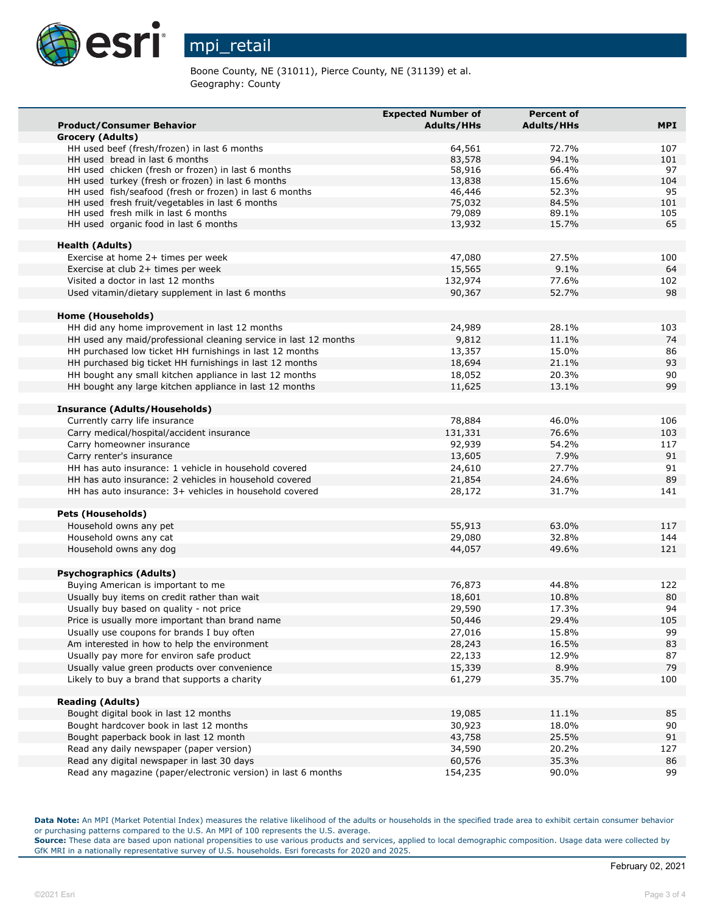# mpi_retail

Boone County, NE (31011), Pierce County, NE (31139) et al.
Geography: County

| Product/Consumer Behavior | Expected Number of Adults/HHs | Percent of Adults/HHs | MPI |
|---|---|---|---|
| **Grocery (Adults)** | | | |
| HH used beef (fresh/frozen) in last 6 months | 64,561 | 72.7% | 107 |
| HH used bread in last 6 months | 83,578 | 94.1% | 101 |
| HH used chicken (fresh or frozen) in last 6 months | 58,916 | 66.4% | 97 |
| HH used turkey (fresh or frozen) in last 6 months | 13,838 | 15.6% | 104 |
| HH used fish/seafood (fresh or frozen) in last 6 months | 46,446 | 52.3% | 95 |
| HH used fresh fruit/vegetables in last 6 months | 75,032 | 84.5% | 101 |
| HH used fresh milk in last 6 months | 79,089 | 89.1% | 105 |
| HH used organic food in last 6 months | 13,932 | 15.7% | 65 |
| **Health (Adults)** | | | |
| Exercise at home 2+ times per week | 47,080 | 27.5% | 100 |
| Exercise at club 2+ times per week | 15,565 | 9.1% | 64 |
| Visited a doctor in last 12 months | 132,974 | 77.6% | 102 |
| Used vitamin/dietary supplement in last 6 months | 90,367 | 52.7% | 98 |
| **Home (Households)** | | | |
| HH did any home improvement in last 12 months | 24,989 | 28.1% | 103 |
| HH used any maid/professional cleaning service in last 12 months | 9,812 | 11.1% | 74 |
| HH purchased low ticket HH furnishings in last 12 months | 13,357 | 15.0% | 86 |
| HH purchased big ticket HH furnishings in last 12 months | 18,694 | 21.1% | 93 |
| HH bought any small kitchen appliance in last 12 months | 18,052 | 20.3% | 90 |
| HH bought any large kitchen appliance in last 12 months | 11,625 | 13.1% | 99 |
| **Insurance (Adults/Households)** | | | |
| Currently carry life insurance | 78,884 | 46.0% | 106 |
| Carry medical/hospital/accident insurance | 131,331 | 76.6% | 103 |
| Carry homeowner insurance | 92,939 | 54.2% | 117 |
| Carry renter's insurance | 13,605 | 7.9% | 91 |
| HH has auto insurance: 1 vehicle in household covered | 24,610 | 27.7% | 91 |
| HH has auto insurance: 2 vehicles in household covered | 21,854 | 24.6% | 89 |
| HH has auto insurance: 3+ vehicles in household covered | 28,172 | 31.7% | 141 |
| **Pets (Households)** | | | |
| Household owns any pet | 55,913 | 63.0% | 117 |
| Household owns any cat | 29,080 | 32.8% | 144 |
| Household owns any dog | 44,057 | 49.6% | 121 |
| **Psychographics (Adults)** | | | |
| Buying American is important to me | 76,873 | 44.8% | 122 |
| Usually buy items on credit rather than wait | 18,601 | 10.8% | 80 |
| Usually buy based on quality - not price | 29,590 | 17.3% | 94 |
| Price is usually more important than brand name | 50,446 | 29.4% | 105 |
| Usually use coupons for brands I buy often | 27,016 | 15.8% | 99 |
| Am interested in how to help the environment | 28,243 | 16.5% | 83 |
| Usually pay more for environ safe product | 22,133 | 12.9% | 87 |
| Usually value green products over convenience | 15,339 | 8.9% | 79 |
| Likely to buy a brand that supports a charity | 61,279 | 35.7% | 100 |
| **Reading (Adults)** | | | |
| Bought digital book in last 12 months | 19,085 | 11.1% | 85 |
| Bought hardcover book in last 12 months | 30,923 | 18.0% | 90 |
| Bought paperback book in last 12 month | 43,758 | 25.5% | 91 |
| Read any daily newspaper (paper version) | 34,590 | 20.2% | 127 |
| Read any digital newspaper in last 30 days | 60,576 | 35.3% | 86 |
| Read any magazine (paper/electronic version) in last 6 months | 154,235 | 90.0% | 99 |

**Data Note:** An MPI (Market Potential Index) measures the relative likelihood of the adults or households in the specified trade area to exhibit certain consumer behavior or purchasing patterns compared to the U.S. An MPI of 100 represents the U.S. average.
**Source:** These data are based upon national propensities to use various products and services, applied to local demographic composition. Usage data were collected by GfK MRI in a nationally representative survey of U.S. households. Esri forecasts for 2020 and 2025.

February 02, 2021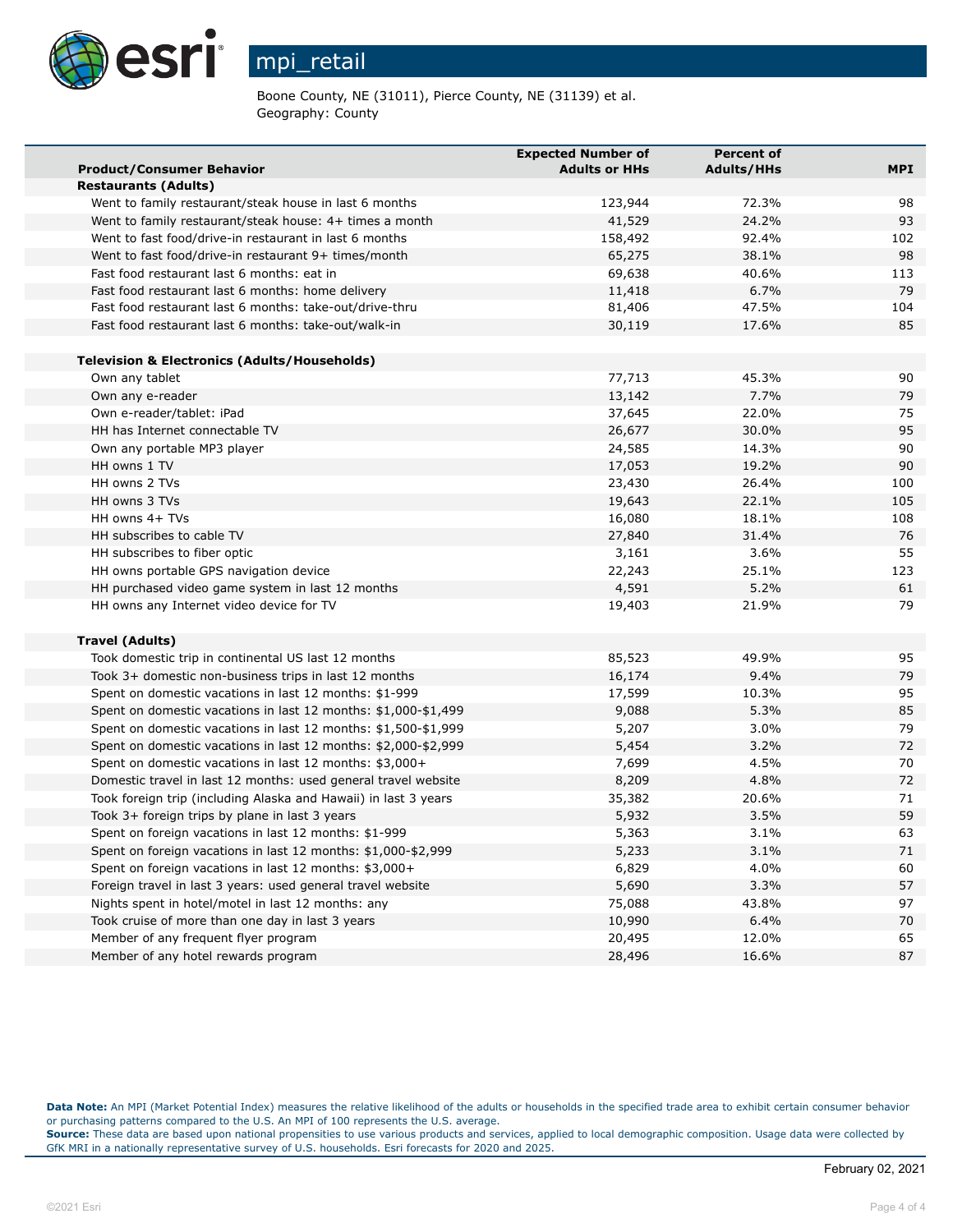# mpi_retail

Boone County, NE (31011), Pierce County, NE (31139) et al.
Geography: County

| Product/Consumer Behavior | Expected Number of Adults or HHs | Percent of Adults/HHs | MPI |
|---|---|---|---|
| **Restaurants (Adults)** | | | |
| Went to family restaurant/steak house in last 6 months | 123,944 | 72.3% | 98 |
| Went to family restaurant/steak house: 4+ times a month | 41,529 | 24.2% | 93 |
| Went to fast food/drive-in restaurant in last 6 months | 158,492 | 92.4% | 102 |
| Went to fast food/drive-in restaurant 9+ times/month | 65,275 | 38.1% | 98 |
| Fast food restaurant last 6 months: eat in | 69,638 | 40.6% | 113 |
| Fast food restaurant last 6 months: home delivery | 11,418 | 6.7% | 79 |
| Fast food restaurant last 6 months: take-out/drive-thru | 81,406 | 47.5% | 104 |
| Fast food restaurant last 6 months: take-out/walk-in | 30,119 | 17.6% | 85 |
| | | | |
| **Television & Electronics (Adults/Households)** | | | |
| Own any tablet | 77,713 | 45.3% | 90 |
| Own any e-reader | 13,142 | 7.7% | 79 |
| Own e-reader/tablet: iPad | 37,645 | 22.0% | 75 |
| HH has Internet connectable TV | 26,677 | 30.0% | 95 |
| Own any portable MP3 player | 24,585 | 14.3% | 90 |
| HH owns 1 TV | 17,053 | 19.2% | 90 |
| HH owns 2 TVs | 23,430 | 26.4% | 100 |
| HH owns 3 TVs | 19,643 | 22.1% | 105 |
| HH owns 4+ TVs | 16,080 | 18.1% | 108 |
| HH subscribes to cable TV | 27,840 | 31.4% | 76 |
| HH subscribes to fiber optic | 3,161 | 3.6% | 55 |
| HH owns portable GPS navigation device | 22,243 | 25.1% | 123 |
| HH purchased video game system in last 12 months | 4,591 | 5.2% | 61 |
| HH owns any Internet video device for TV | 19,403 | 21.9% | 79 |
| | | | |
| **Travel (Adults)** | | | |
| Took domestic trip in continental US last 12 months | 85,523 | 49.9% | 95 |
| Took 3+ domestic non-business trips in last 12 months | 16,174 | 9.4% | 79 |
| Spent on domestic vacations in last 12 months: $1-999 | 17,599 | 10.3% | 95 |
| Spent on domestic vacations in last 12 months: $1,000-$1,499 | 9,088 | 5.3% | 85 |
| Spent on domestic vacations in last 12 months: $1,500-$1,999 | 5,207 | 3.0% | 79 |
| Spent on domestic vacations in last 12 months: $2,000-$2,999 | 5,454 | 3.2% | 72 |
| Spent on domestic vacations in last 12 months: $3,000+ | 7,699 | 4.5% | 70 |
| Domestic travel in last 12 months: used general travel website | 8,209 | 4.8% | 72 |
| Took foreign trip (including Alaska and Hawaii) in last 3 years | 35,382 | 20.6% | 71 |
| Took 3+ foreign trips by plane in last 3 years | 5,932 | 3.5% | 59 |
| Spent on foreign vacations in last 12 months: $1-999 | 5,363 | 3.1% | 63 |
| Spent on foreign vacations in last 12 months: $1,000-$2,999 | 5,233 | 3.1% | 71 |
| Spent on foreign vacations in last 12 months: $3,000+ | 6,829 | 4.0% | 60 |
| Foreign travel in last 3 years: used general travel website | 5,690 | 3.3% | 57 |
| Nights spent in hotel/motel in last 12 months: any | 75,088 | 43.8% | 97 |
| Took cruise of more than one day in last 3 years | 10,990 | 6.4% | 70 |
| Member of any frequent flyer program | 20,495 | 12.0% | 65 |
| Member of any hotel rewards program | 28,496 | 16.6% | 87 |

**Data Note:** An MPI (Market Potential Index) measures the relative likelihood of the adults or households in the specified trade area to exhibit certain consumer behavior or purchasing patterns compared to the U.S. An MPI of 100 represents the U.S. average.
**Source:** These data are based upon national propensities to use various products and services, applied to local demographic composition. Usage data were collected by GfK MRI in a nationally representative survey of U.S. households. Esri forecasts for 2020 and 2025.

February 02, 2021